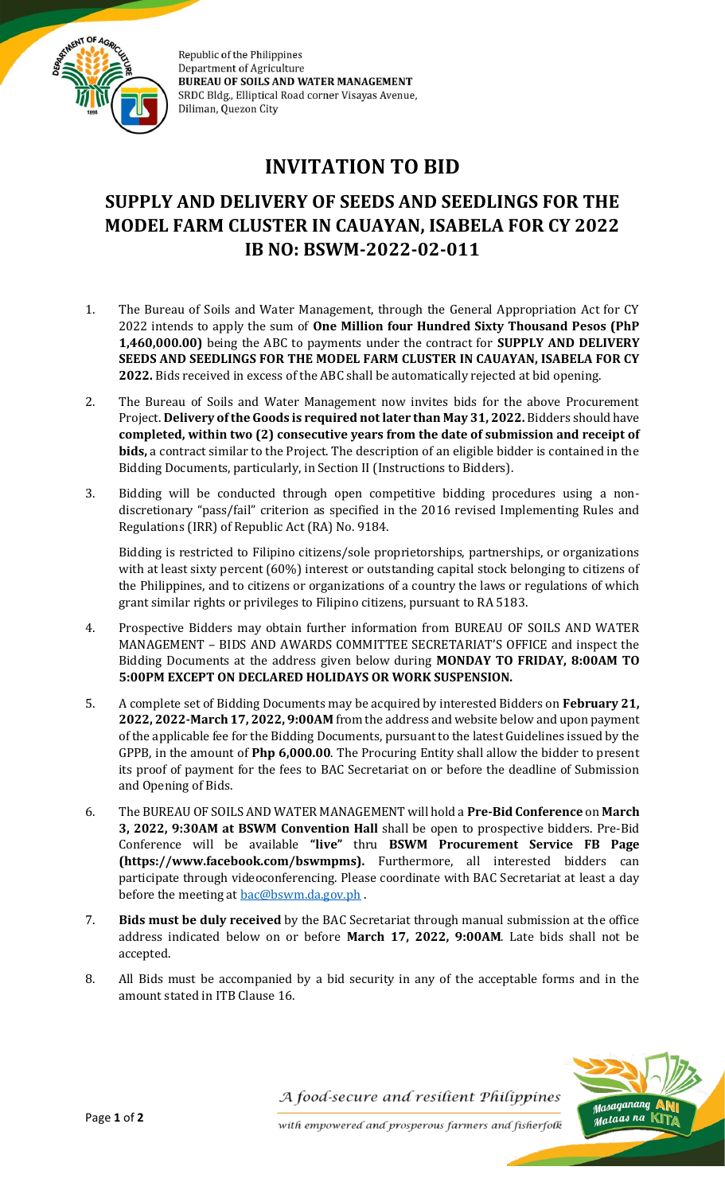Republic of the Philippines
Department of Agriculture
**BUREAU OF SOILS AND WATER MANAGEMENT**
SRDC Bldg., Elliptical Road corner Visayas Avenue,
Diliman, Quezon City

# INVITATION TO BID

## SUPPLY AND DELIVERY OF SEEDS AND SEEDLINGS FOR THE MODEL FARM CLUSTER IN CAUAYAN, ISABELA FOR CY 2022
## IB NO: BSWM-2022-02-011

1. The Bureau of Soils and Water Management, through the General Appropriation Act for CY 2022 intends to apply the sum of **One Million four Hundred Sixty Thousand Pesos (PhP 1,460,000.00)** being the ABC to payments under the contract for **SUPPLY AND DELIVERY SEEDS AND SEEDLINGS FOR THE MODEL FARM CLUSTER IN CAUAYAN, ISABELA FOR CY 2022.** Bids received in excess of the ABC shall be automatically rejected at bid opening.

2. The Bureau of Soils and Water Management now invites bids for the above Procurement Project. **Delivery of the Goods is required not later than May 31, 2022.** Bidders should have **completed, within two (2) consecutive years from the date of submission and receipt of bids,** a contract similar to the Project. The description of an eligible bidder is contained in the Bidding Documents, particularly, in Section II (Instructions to Bidders).

3. Bidding will be conducted through open competitive bidding procedures using a non-discretionary "pass/fail" criterion as specified in the 2016 revised Implementing Rules and Regulations (IRR) of Republic Act (RA) No. 9184.

   Bidding is restricted to Filipino citizens/sole proprietorships, partnerships, or organizations with at least sixty percent (60%) interest or outstanding capital stock belonging to citizens of the Philippines, and to citizens or organizations of a country the laws or regulations of which grant similar rights or privileges to Filipino citizens, pursuant to RA 5183.

4. Prospective Bidders may obtain further information from BUREAU OF SOILS AND WATER MANAGEMENT – BIDS AND AWARDS COMMITTEE SECRETARIAT'S OFFICE and inspect the Bidding Documents at the address given below during **MONDAY TO FRIDAY, 8:00AM TO 5:00PM EXCEPT ON DECLARED HOLIDAYS OR WORK SUSPENSION.**

5. A complete set of Bidding Documents may be acquired by interested Bidders on **February 21, 2022, 2022-March 17, 2022, 9:00AM** from the address and website below and upon payment of the applicable fee for the Bidding Documents, pursuant to the latest Guidelines issued by the GPPB, in the amount of **Php 6,000.00**. The Procuring Entity shall allow the bidder to present its proof of payment for the fees to BAC Secretariat on or before the deadline of Submission and Opening of Bids.

6. The BUREAU OF SOILS AND WATER MANAGEMENT will hold a **Pre-Bid Conference** on **March 3, 2022, 9:30AM at BSWM Convention Hall** shall be open to prospective bidders. Pre-Bid Conference will be available **"live"** thru **BSWM Procurement Service FB Page (https://www.facebook.com/bswmpms).** Furthermore, all interested bidders can participate through videoconferencing. Please coordinate with BAC Secretariat at least a day before the meeting at bac@bswm.da.gov.ph .

7. **Bids must be duly received** by the BAC Secretariat through manual submission at the office address indicated below on or before **March 17, 2022, 9:00AM**. Late bids shall not be accepted.

8. All Bids must be accompanied by a bid security in any of the acceptable forms and in the amount stated in ITB Clause 16.

*A food-secure and resilient Philippines with empowered and prosperous farmers and fisherfolk*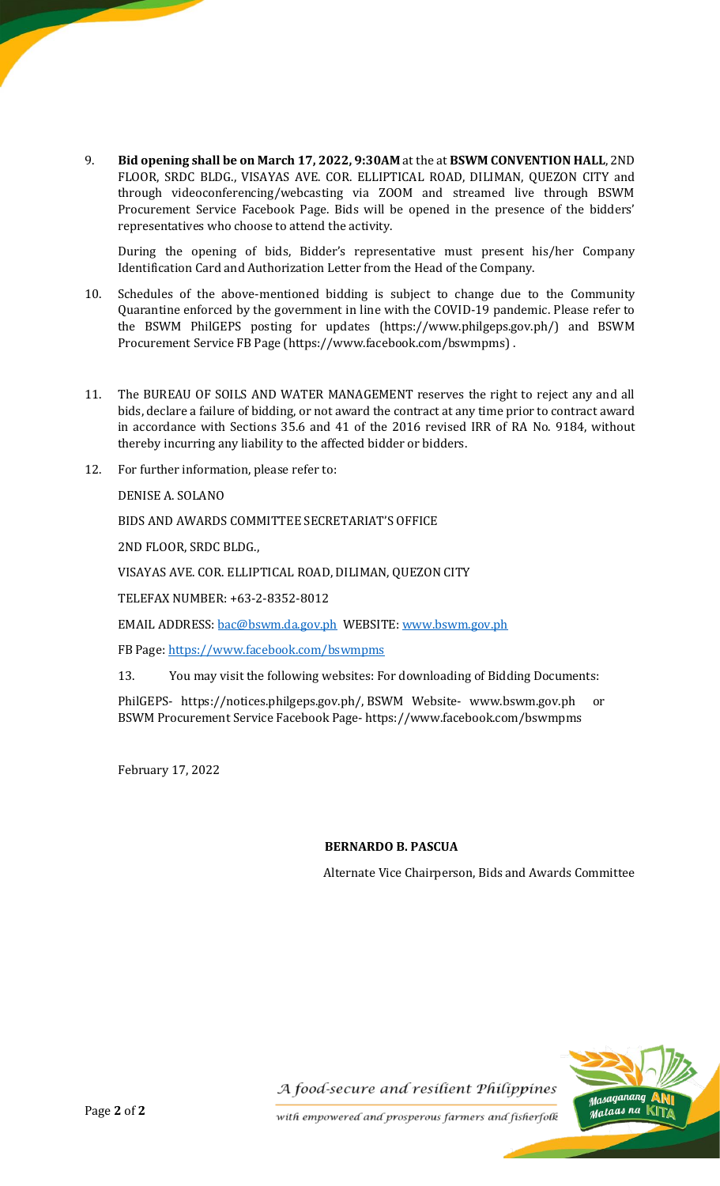9. **Bid opening shall be on March 17, 2022, 9:30AM** at the at **BSWM CONVENTION HALL**, 2ND FLOOR, SRDC BLDG., VISAYAS AVE. COR. ELLIPTICAL ROAD, DILIMAN, QUEZON CITY and through videoconferencing/webcasting via ZOOM and streamed live through BSWM Procurement Service Facebook Page. Bids will be opened in the presence of the bidders' representatives who choose to attend the activity.

   During the opening of bids, Bidder's representative must present his/her Company Identification Card and Authorization Letter from the Head of the Company.

10. Schedules of the above-mentioned bidding is subject to change due to the Community Quarantine enforced by the government in line with the COVID-19 pandemic. Please refer to the BSWM PhilGEPS posting for updates (https://www.philgeps.gov.ph/) and BSWM Procurement Service FB Page (https://www.facebook.com/bswmpms) .

11. The BUREAU OF SOILS AND WATER MANAGEMENT reserves the right to reject any and all bids, declare a failure of bidding, or not award the contract at any time prior to contract award in accordance with Sections 35.6 and 41 of the 2016 revised IRR of RA No. 9184, without thereby incurring any liability to the affected bidder or bidders.

12. For further information, please refer to:

    DENISE A. SOLANO

    BIDS AND AWARDS COMMITTEE SECRETARIAT'S OFFICE

    2ND FLOOR, SRDC BLDG.,

    VISAYAS AVE. COR. ELLIPTICAL ROAD, DILIMAN, QUEZON CITY

    TELEFAX NUMBER: +63-2-8352-8012

    EMAIL ADDRESS: bac@bswm.da.gov.ph WEBSITE: www.bswm.gov.ph

    FB Page: https://www.facebook.com/bswmpms

13. You may visit the following websites: For downloading of Bidding Documents:

    PhilGEPS- https://notices.philgeps.gov.ph/, BSWM Website- www.bswm.gov.ph or BSWM Procurement Service Facebook Page- https://www.facebook.com/bswmpms

February 17, 2022

**BERNARDO B. PASCUA**

Alternate Vice Chairperson, Bids and Awards Committee

*A food-secure and resilient Philippines*

*with empowered and prosperous farmers and fisherfolk*

Masaganang ANI Mataas na KITA